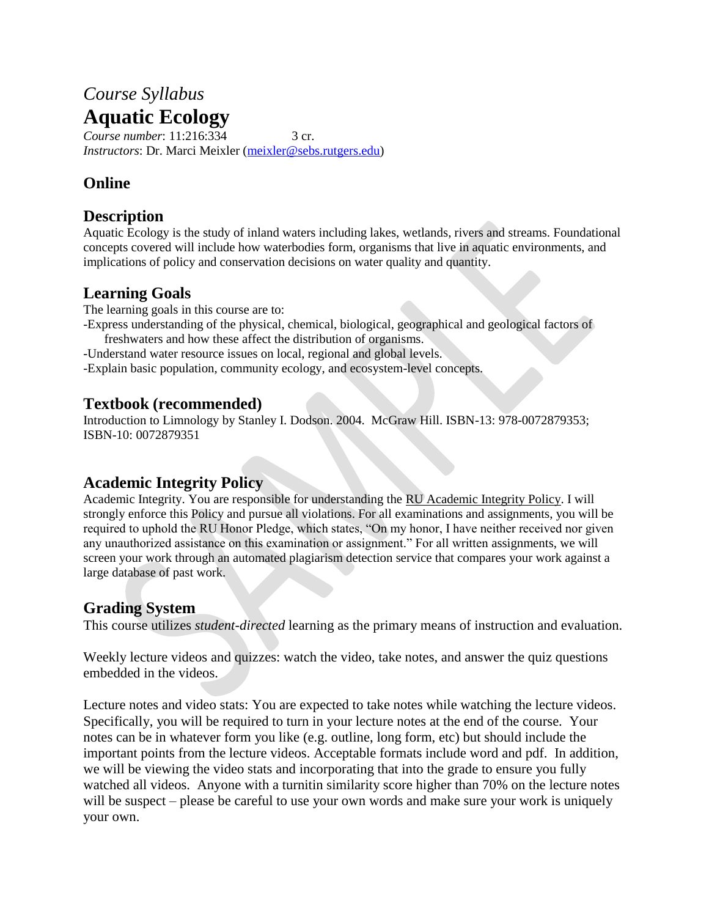*Course Syllabus*

# Aquatic Ecology

*Course number*: 11:216:334 3 cr.

*Instructors*: Dr. Marci Meixler (meixler@sebs.rutgers.edu)

## Online

## Description

Aquatic Ecology is the study of inland waters including lakes, wetlands, rivers and streams. Foundational concepts covered will include how waterbodies form, organisms that live in aquatic environments, and implications of policy and conservation decisions on water quality and quantity.

## Learning Goals

The learning goals in this course are to:

-Express understanding of the physical, chemical, biological, geographical and geological factors of freshwaters and how these affect the distribution of organisms.

-Understand water resource issues on local, regional and global levels.

-Explain basic population, community ecology, and ecosystem-level concepts.

## Textbook (recommended)

Introduction to Limnology by Stanley I. Dodson. 2004. McGraw Hill. ISBN-13: 978-0072879353; ISBN-10: 0072879351

## Academic Integrity Policy

Academic Integrity. You are responsible for understanding the RU Academic Integrity Policy. I will strongly enforce this Policy and pursue all violations. For all examinations and assignments, you will be required to uphold the RU Honor Pledge, which states, "On my honor, I have neither received nor given any unauthorized assistance on this examination or assignment." For all written assignments, we will screen your work through an automated plagiarism detection service that compares your work against a large database of past work.

## Grading System

This course utilizes *student-directed* learning as the primary means of instruction and evaluation.

Weekly lecture videos and quizzes: watch the video, take notes, and answer the quiz questions embedded in the videos.

Lecture notes and video stats: You are expected to take notes while watching the lecture videos. Specifically, you will be required to turn in your lecture notes at the end of the course. Your notes can be in whatever form you like (e.g. outline, long form, etc) but should include the important points from the lecture videos. Acceptable formats include word and pdf. In addition, we will be viewing the video stats and incorporating that into the grade to ensure you fully watched all videos. Anyone with a turnitin similarity score higher than 70% on the lecture notes will be suspect – please be careful to use your own words and make sure your work is uniquely your own.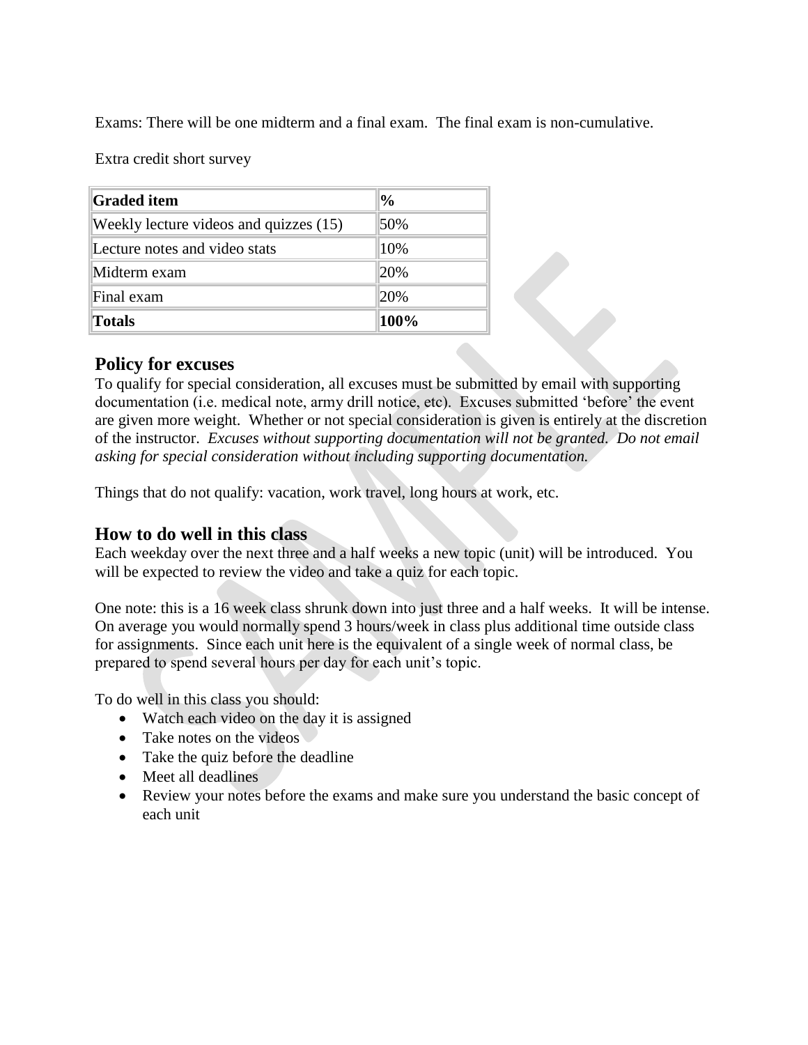Exams: There will be one midterm and a final exam. The final exam is non-cumulative.

Extra credit short survey

| **Graded item** | **%** |
|---|---|
| Weekly lecture videos and quizzes (15) | 50% |
| Lecture notes and video stats | 10% |
| Midterm exam | 20% |
| Final exam | 20% |
| **Totals** | **100%** |

## Policy for excuses

To qualify for special consideration, all excuses must be submitted by email with supporting documentation (i.e. medical note, army drill notice, etc). Excuses submitted 'before' the event are given more weight. Whether or not special consideration is given is entirely at the discretion of the instructor. *Excuses without supporting documentation will not be granted. Do not email asking for special consideration without including supporting documentation.*

Things that do not qualify: vacation, work travel, long hours at work, etc.

## How to do well in this class

Each weekday over the next three and a half weeks a new topic (unit) will be introduced. You will be expected to review the video and take a quiz for each topic.

One note: this is a 16 week class shrunk down into just three and a half weeks. It will be intense. On average you would normally spend 3 hours/week in class plus additional time outside class for assignments. Since each unit here is the equivalent of a single week of normal class, be prepared to spend several hours per day for each unit's topic.

To do well in this class you should:

- Watch each video on the day it is assigned
- Take notes on the videos
- Take the quiz before the deadline
- Meet all deadlines
- Review your notes before the exams and make sure you understand the basic concept of each unit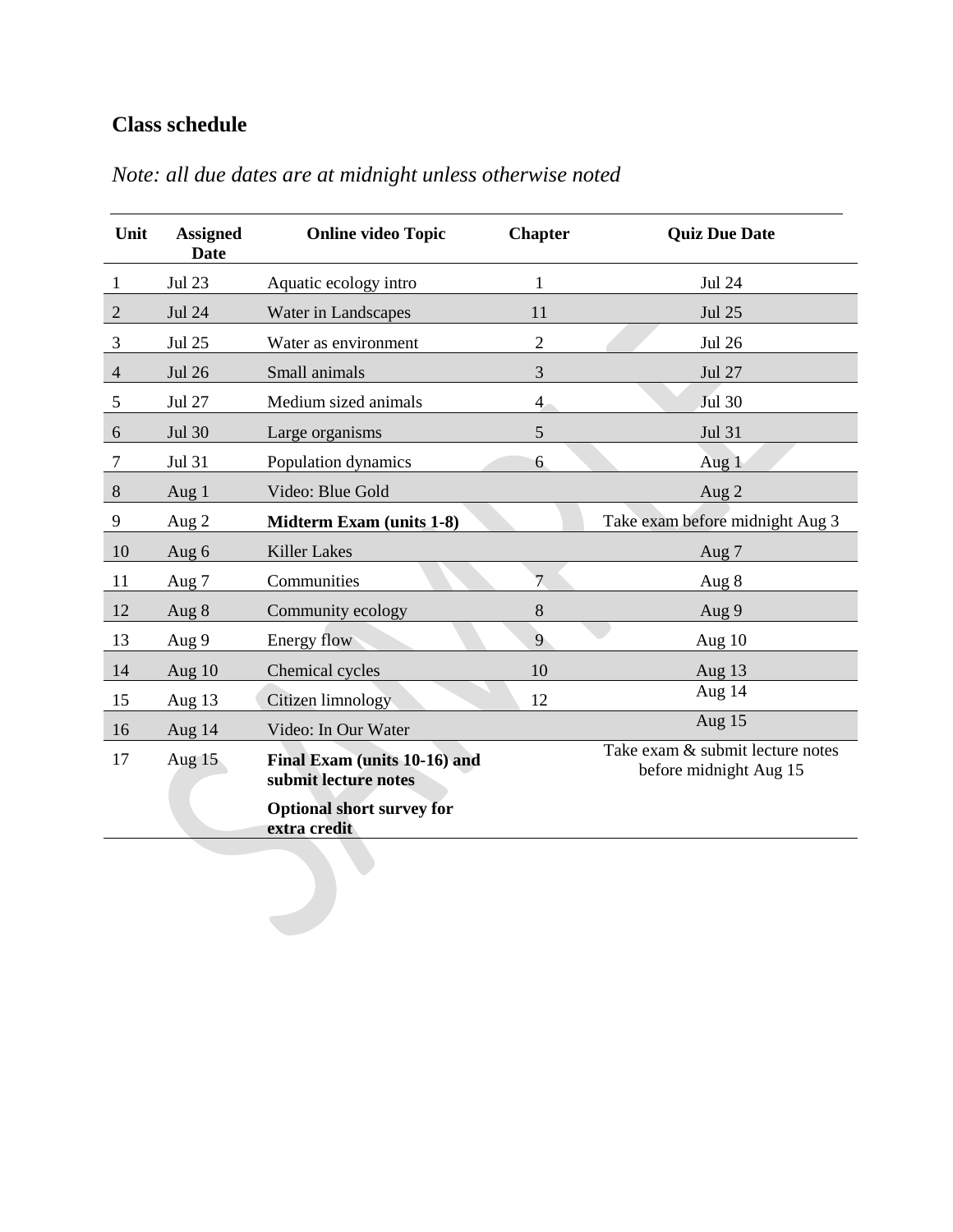**Class schedule**

*Note: all due dates are at midnight unless otherwise noted*

| Unit | Assigned Date | Online video Topic | Chapter | Quiz Due Date |
|---|---|---|---|---|
| 1 | Jul 23 | Aquatic ecology intro | 1 | Jul 24 |
| 2 | Jul 24 | Water in Landscapes | 11 | Jul 25 |
| 3 | Jul 25 | Water as environment | 2 | Jul 26 |
| 4 | Jul 26 | Small animals | 3 | Jul 27 |
| 5 | Jul 27 | Medium sized animals | 4 | Jul 30 |
| 6 | Jul 30 | Large organisms | 5 | Jul 31 |
| 7 | Jul 31 | Population dynamics | 6 | Aug 1 |
| 8 | Aug 1 | Video: Blue Gold | | Aug 2 |
| 9 | Aug 2 | **Midterm Exam (units 1-8)** | | Take exam before midnight Aug 3 |
| 10 | Aug 6 | Killer Lakes | | Aug 7 |
| 11 | Aug 7 | Communities | 7 | Aug 8 |
| 12 | Aug 8 | Community ecology | 8 | Aug 9 |
| 13 | Aug 9 | Energy flow | 9 | Aug 10 |
| 14 | Aug 10 | Chemical cycles | 10 | Aug 13 |
| 15 | Aug 13 | Citizen limnology | 12 | Aug 14 |
| 16 | Aug 14 | Video: In Our Water | | Aug 15 |
| 17 | Aug 15 | **Final Exam (units 10-16) and submit lecture notes** **Optional short survey for extra credit** | | Take exam & submit lecture notes before midnight Aug 15 |